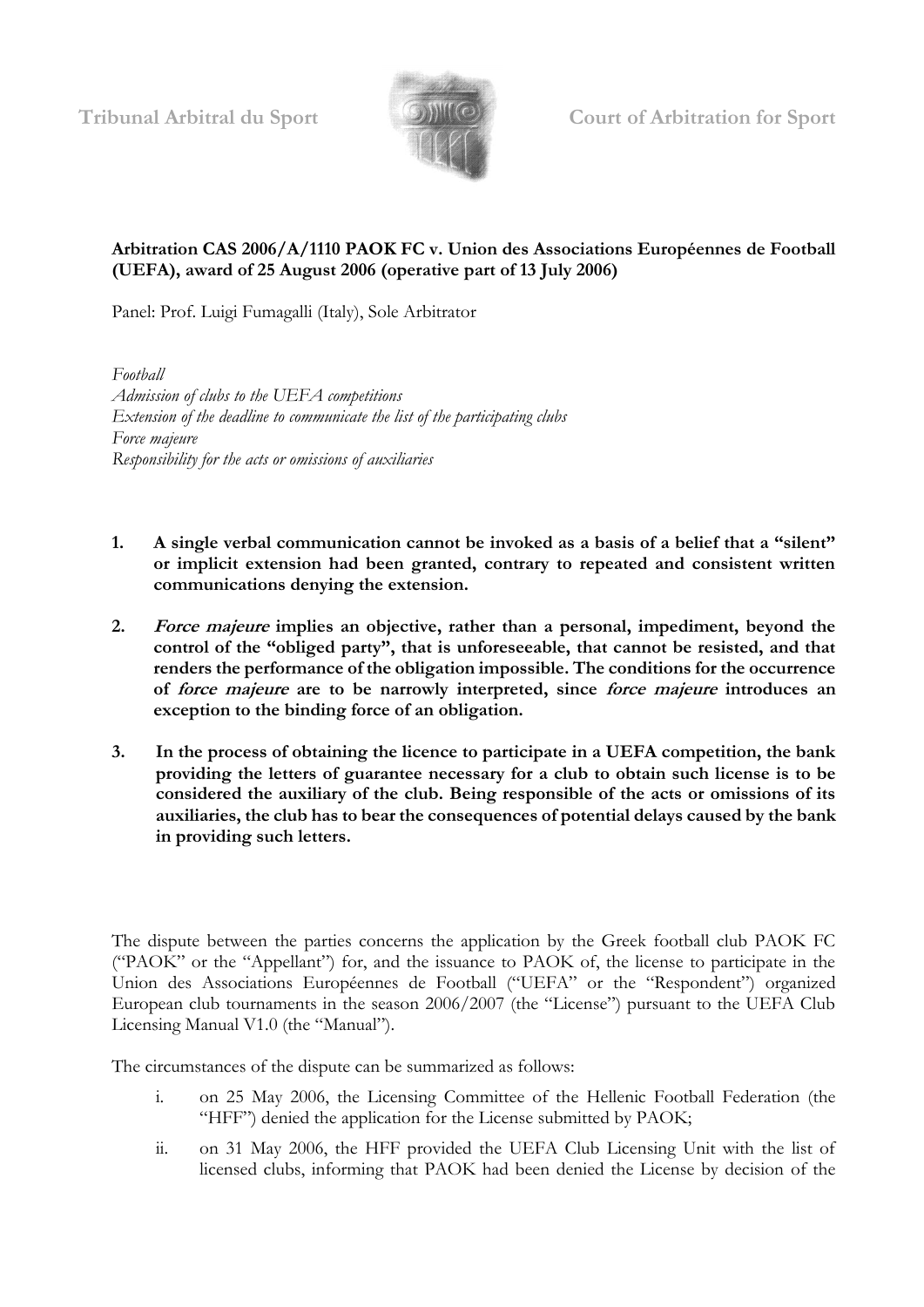Tribunal Arbitral du Sport Court of Arbitration for Sport

**Arbitration CAS 2006/A/1110 PAOK FC v. Union des Associations Européennes de Football (UEFA), award of 25 August 2006 (operative part of 13 July 2006)**

Panel: Prof. Luigi Fumagalli (Italy), Sole Arbitrator

*Football*
*Admission of clubs to the UEFA competitions*
*Extension of the deadline to communicate the list of the participating clubs*
*Force majeure*
*Responsibility for the acts or omissions of auxiliaries*

1. **A single verbal communication cannot be invoked as a basis of a belief that a "silent" or implicit extension had been granted, contrary to repeated and consistent written communications denying the extension.**

2. ***Force majeure* implies an objective, rather than a personal, impediment, beyond the control of the "obliged party", that is unforeseeable, that cannot be resisted, and that renders the performance of the obligation impossible. The conditions for the occurrence of *force majeure* are to be narrowly interpreted, since *force majeure* introduces an exception to the binding force of an obligation.**

3. **In the process of obtaining the licence to participate in a UEFA competition, the bank providing the letters of guarantee necessary for a club to obtain such license is to be considered the auxiliary of the club. Being responsible of the acts or omissions of its auxiliaries, the club has to bear the consequences of potential delays caused by the bank in providing such letters.**

The dispute between the parties concerns the application by the Greek football club PAOK FC ("PAOK" or the "Appellant") for, and the issuance to PAOK of, the license to participate in the Union des Associations Européennes de Football ("UEFA" or the "Respondent") organized European club tournaments in the season 2006/2007 (the "License") pursuant to the UEFA Club Licensing Manual V1.0 (the "Manual").

The circumstances of the dispute can be summarized as follows:

i. on 25 May 2006, the Licensing Committee of the Hellenic Football Federation (the "HFF") denied the application for the License submitted by PAOK;

ii. on 31 May 2006, the HFF provided the UEFA Club Licensing Unit with the list of licensed clubs, informing that PAOK had been denied the License by decision of the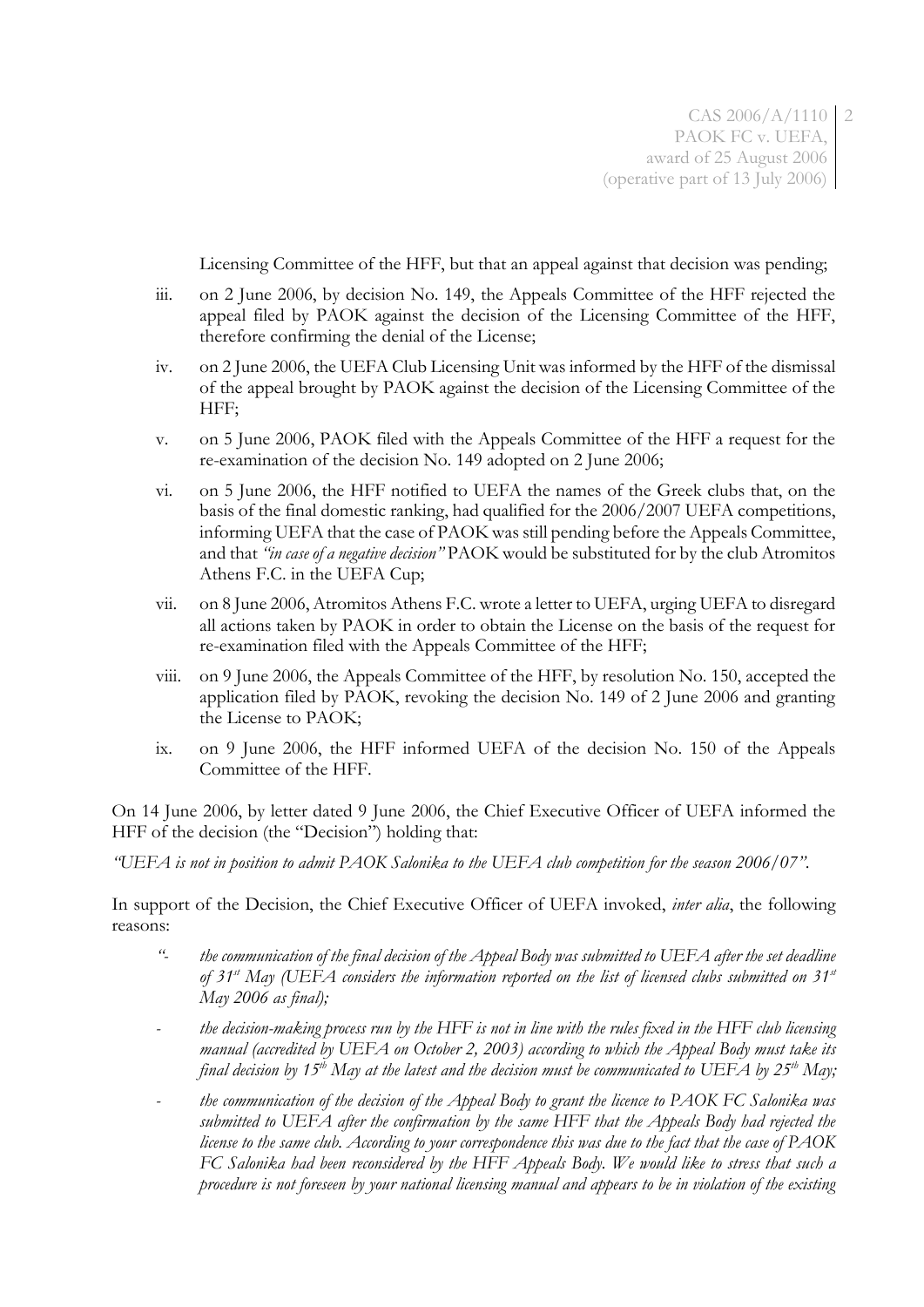Licensing Committee of the HFF, but that an appeal against that decision was pending;

iii. on 2 June 2006, by decision No. 149, the Appeals Committee of the HFF rejected the appeal filed by PAOK against the decision of the Licensing Committee of the HFF, therefore confirming the denial of the License;

iv. on 2 June 2006, the UEFA Club Licensing Unit was informed by the HFF of the dismissal of the appeal brought by PAOK against the decision of the Licensing Committee of the HFF;

v. on 5 June 2006, PAOK filed with the Appeals Committee of the HFF a request for the re-examination of the decision No. 149 adopted on 2 June 2006;

vi. on 5 June 2006, the HFF notified to UEFA the names of the Greek clubs that, on the basis of the final domestic ranking, had qualified for the 2006/2007 UEFA competitions, informing UEFA that the case of PAOK was still pending before the Appeals Committee, and that *"in case of a negative decision"* PAOK would be substituted for by the club Atromitos Athens F.C. in the UEFA Cup;

vii. on 8 June 2006, Atromitos Athens F.C. wrote a letter to UEFA, urging UEFA to disregard all actions taken by PAOK in order to obtain the License on the basis of the request for re-examination filed with the Appeals Committee of the HFF;

viii. on 9 June 2006, the Appeals Committee of the HFF, by resolution No. 150, accepted the application filed by PAOK, revoking the decision No. 149 of 2 June 2006 and granting the License to PAOK;

ix. on 9 June 2006, the HFF informed UEFA of the decision No. 150 of the Appeals Committee of the HFF.

On 14 June 2006, by letter dated 9 June 2006, the Chief Executive Officer of UEFA informed the HFF of the decision (the "Decision") holding that:

*"UEFA is not in position to admit PAOK Salonika to the UEFA club competition for the season 2006/07"*.

In support of the Decision, the Chief Executive Officer of UEFA invoked, *inter alia*, the following reasons:

*"- the communication of the final decision of the Appeal Body was submitted to UEFA after the set deadline of 31st May (UEFA considers the information reported on the list of licensed clubs submitted on 31st May 2006 as final);*

*- the decision-making process run by the HFF is not in line with the rules fixed in the HFF club licensing manual (accredited by UEFA on October 2, 2003) according to which the Appeal Body must take its final decision by 15th May at the latest and the decision must be communicated to UEFA by 25th May;*

*- the communication of the decision of the Appeal Body to grant the licence to PAOK FC Salonika was submitted to UEFA after the confirmation by the same HFF that the Appeals Body had rejected the license to the same club. According to your correspondence this was due to the fact that the case of PAOK FC Salonika had been reconsidered by the HFF Appeals Body. We would like to stress that such a procedure is not foreseen by your national licensing manual and appears to be in violation of the existing*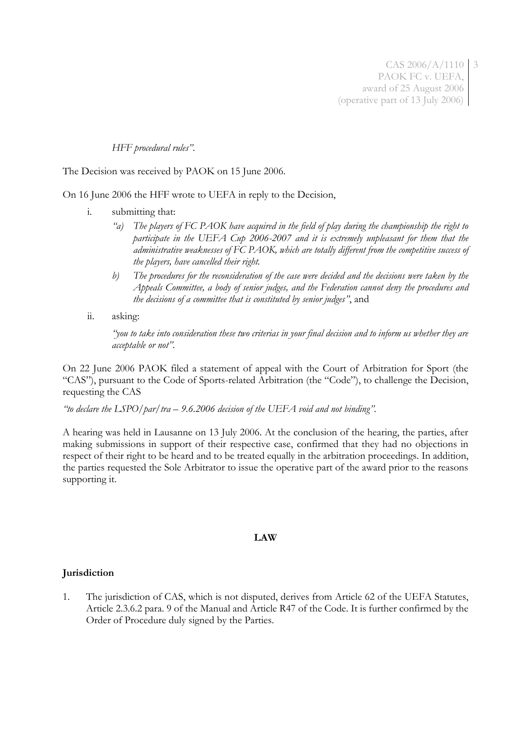*HFF procedural rules"*.

The Decision was received by PAOK on 15 June 2006.

On 16 June 2006 the HFF wrote to UEFA in reply to the Decision,

i. submitting that:

   *"a) The players of FC PAOK have acquired in the field of play during the championship the right to participate in the UEFA Cup 2006-2007 and it is extremely unpleasant for them that the administrative weaknesses of FC PAOK, which are totally different from the competitive success of the players, have cancelled their right.*

   *b) The procedures for the reconsideration of the case were decided and the decisions were taken by the Appeals Committee, a body of senior judges, and the Federation cannot deny the procedures and the decisions of a committee that is constituted by senior judges"*, and

ii. asking:

   *"you to take into consideration these two criterias in your final decision and to inform us whether they are acceptable or not"*.

On 22 June 2006 PAOK filed a statement of appeal with the Court of Arbitration for Sport (the "CAS"), pursuant to the Code of Sports-related Arbitration (the "Code"), to challenge the Decision, requesting the CAS

*"to declare the LSPO/par/tra – 9.6.2006 decision of the UEFA void and not binding"*.

A hearing was held in Lausanne on 13 July 2006. At the conclusion of the hearing, the parties, after making submissions in support of their respective case, confirmed that they had no objections in respect of their right to be heard and to be treated equally in the arbitration proceedings. In addition, the parties requested the Sole Arbitrator to issue the operative part of the award prior to the reasons supporting it.

## LAW

### Jurisdiction

1. The jurisdiction of CAS, which is not disputed, derives from Article 62 of the UEFA Statutes, Article 2.3.6.2 para. 9 of the Manual and Article R47 of the Code. It is further confirmed by the Order of Procedure duly signed by the Parties.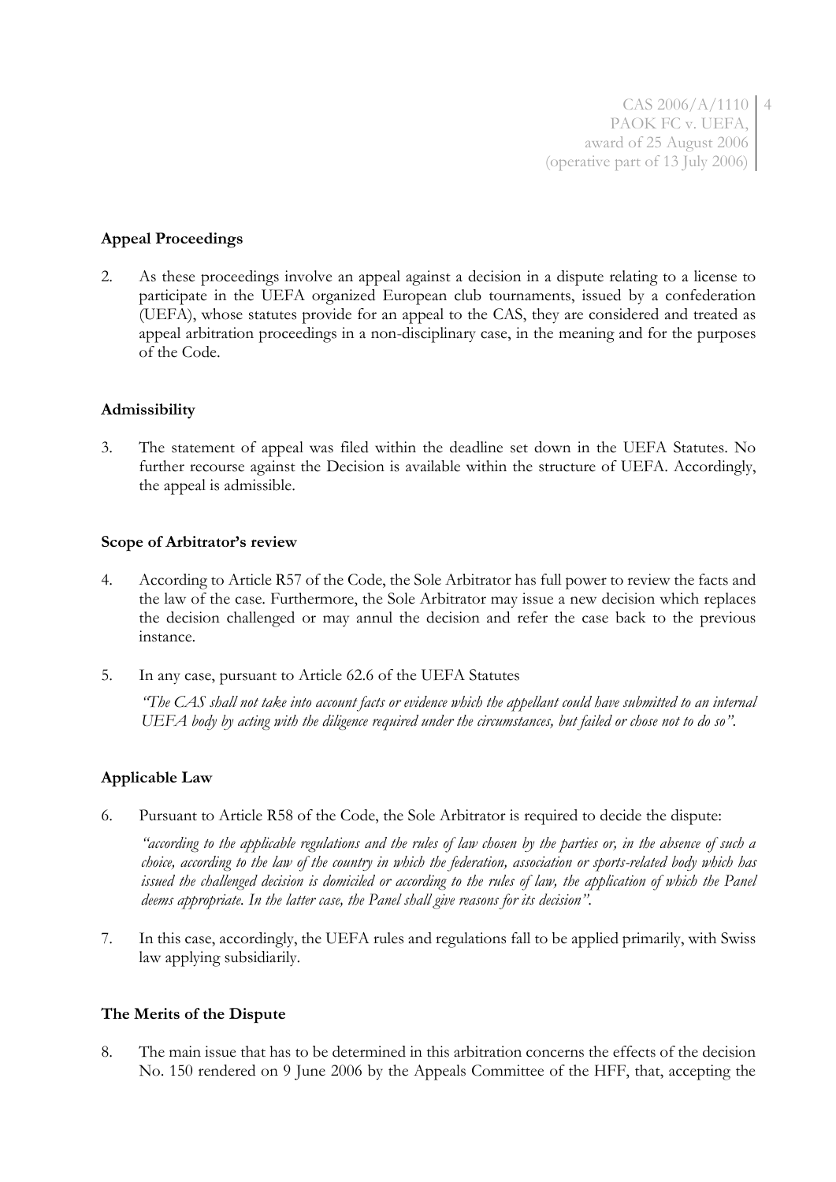**Appeal Proceedings**

2. As these proceedings involve an appeal against a decision in a dispute relating to a license to participate in the UEFA organized European club tournaments, issued by a confederation (UEFA), whose statutes provide for an appeal to the CAS, they are considered and treated as appeal arbitration proceedings in a non-disciplinary case, in the meaning and for the purposes of the Code.

**Admissibility**

3. The statement of appeal was filed within the deadline set down in the UEFA Statutes. No further recourse against the Decision is available within the structure of UEFA. Accordingly, the appeal is admissible.

**Scope of Arbitrator's review**

4. According to Article R57 of the Code, the Sole Arbitrator has full power to review the facts and the law of the case. Furthermore, the Sole Arbitrator may issue a new decision which replaces the decision challenged or may annul the decision and refer the case back to the previous instance.

5. In any case, pursuant to Article 62.6 of the UEFA Statutes

   *"The CAS shall not take into account facts or evidence which the appellant could have submitted to an internal UEFA body by acting with the diligence required under the circumstances, but failed or chose not to do so".*

**Applicable Law**

6. Pursuant to Article R58 of the Code, the Sole Arbitrator is required to decide the dispute:

   *"according to the applicable regulations and the rules of law chosen by the parties or, in the absence of such a choice, according to the law of the country in which the federation, association or sports-related body which has issued the challenged decision is domiciled or according to the rules of law, the application of which the Panel deems appropriate. In the latter case, the Panel shall give reasons for its decision".*

7. In this case, accordingly, the UEFA rules and regulations fall to be applied primarily, with Swiss law applying subsidiarily.

**The Merits of the Dispute**

8. The main issue that has to be determined in this arbitration concerns the effects of the decision No. 150 rendered on 9 June 2006 by the Appeals Committee of the HFF, that, accepting the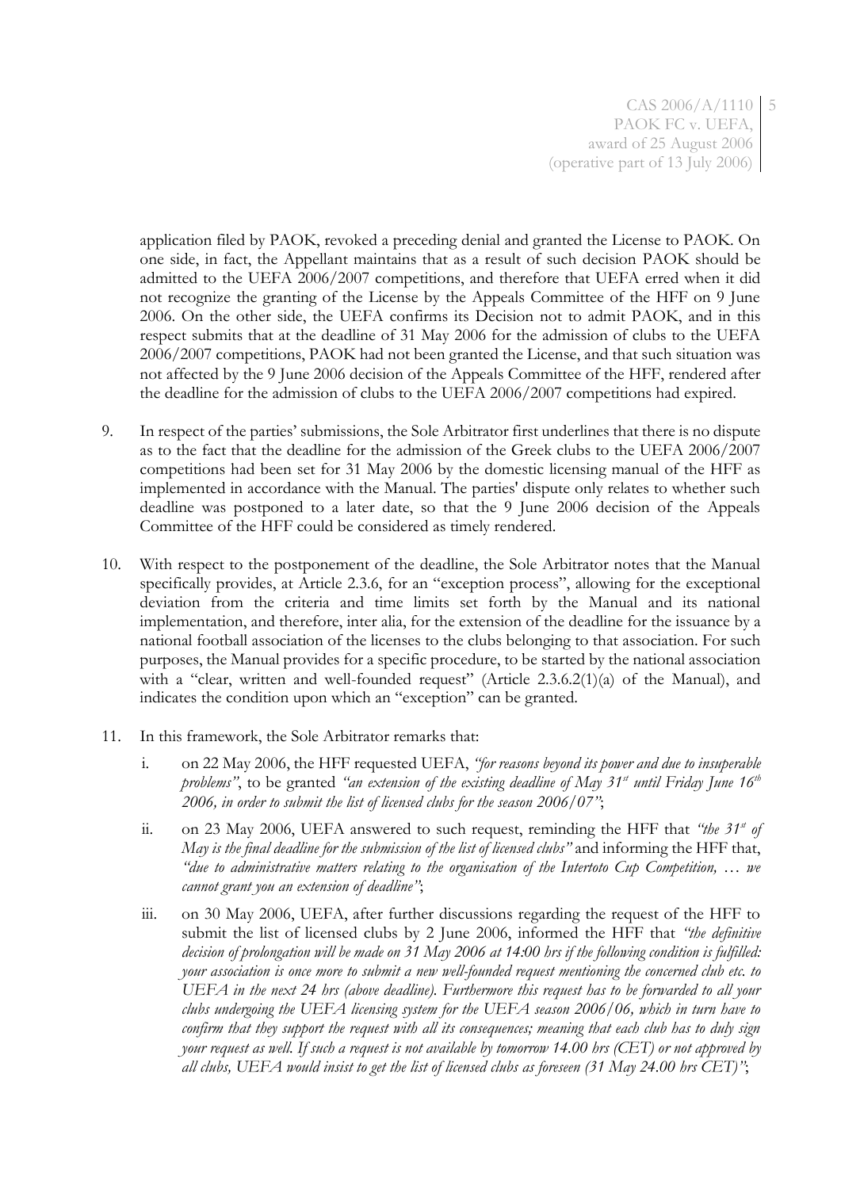application filed by PAOK, revoked a preceding denial and granted the License to PAOK. On one side, in fact, the Appellant maintains that as a result of such decision PAOK should be admitted to the UEFA 2006/2007 competitions, and therefore that UEFA erred when it did not recognize the granting of the License by the Appeals Committee of the HFF on 9 June 2006. On the other side, the UEFA confirms its Decision not to admit PAOK, and in this respect submits that at the deadline of 31 May 2006 for the admission of clubs to the UEFA 2006/2007 competitions, PAOK had not been granted the License, and that such situation was not affected by the 9 June 2006 decision of the Appeals Committee of the HFF, rendered after the deadline for the admission of clubs to the UEFA 2006/2007 competitions had expired.

9. In respect of the parties' submissions, the Sole Arbitrator first underlines that there is no dispute as to the fact that the deadline for the admission of the Greek clubs to the UEFA 2006/2007 competitions had been set for 31 May 2006 by the domestic licensing manual of the HFF as implemented in accordance with the Manual. The parties' dispute only relates to whether such deadline was postponed to a later date, so that the 9 June 2006 decision of the Appeals Committee of the HFF could be considered as timely rendered.

10. With respect to the postponement of the deadline, the Sole Arbitrator notes that the Manual specifically provides, at Article 2.3.6, for an "exception process", allowing for the exceptional deviation from the criteria and time limits set forth by the Manual and its national implementation, and therefore, inter alia, for the extension of the deadline for the issuance by a national football association of the licenses to the clubs belonging to that association. For such purposes, the Manual provides for a specific procedure, to be started by the national association with a "clear, written and well-founded request" (Article 2.3.6.2(1)(a) of the Manual), and indicates the condition upon which an "exception" can be granted.

11. In this framework, the Sole Arbitrator remarks that:

    i. on 22 May 2006, the HFF requested UEFA, *"for reasons beyond its power and due to insuperable problems"*, to be granted *"an extension of the existing deadline of May 31st until Friday June 16th 2006, in order to submit the list of licensed clubs for the season 2006/07"*;

    ii. on 23 May 2006, UEFA answered to such request, reminding the HFF that *"the 31st of May is the final deadline for the submission of the list of licensed clubs"* and informing the HFF that, *"due to administrative matters relating to the organisation of the Intertoto Cup Competition, … we cannot grant you an extension of deadline"*;

    iii. on 30 May 2006, UEFA, after further discussions regarding the request of the HFF to submit the list of licensed clubs by 2 June 2006, informed the HFF that *"the definitive decision of prolongation will be made on 31 May 2006 at 14:00 hrs if the following condition is fulfilled: your association is once more to submit a new well-founded request mentioning the concerned club etc. to UEFA in the next 24 hrs (above deadline). Furthermore this request has to be forwarded to all your clubs undergoing the UEFA licensing system for the UEFA season 2006/06, which in turn have to confirm that they support the request with all its consequences; meaning that each club has to duly sign your request as well. If such a request is not available by tomorrow 14.00 hrs (CET) or not approved by all clubs, UEFA would insist to get the list of licensed clubs as foreseen (31 May 24.00 hrs CET)"*;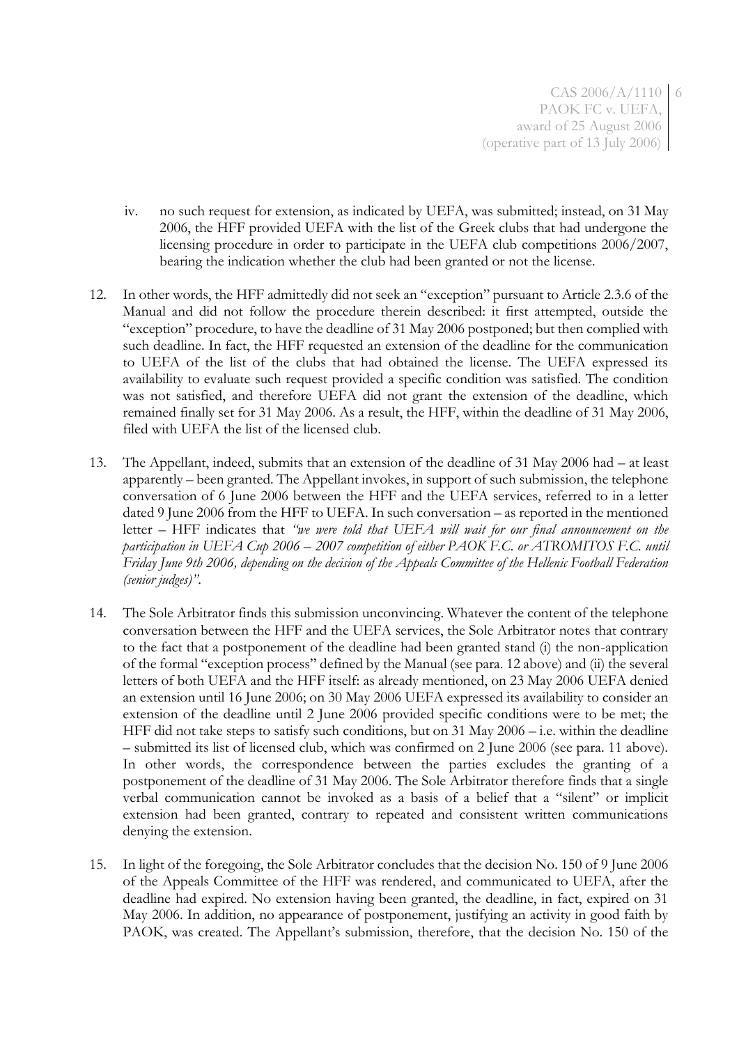iv. no such request for extension, as indicated by UEFA, was submitted; instead, on 31 May 2006, the HFF provided UEFA with the list of the Greek clubs that had undergone the licensing procedure in order to participate in the UEFA club competitions 2006/2007, bearing the indication whether the club had been granted or not the license.

12. In other words, the HFF admittedly did not seek an "exception" pursuant to Article 2.3.6 of the Manual and did not follow the procedure therein described: it first attempted, outside the "exception" procedure, to have the deadline of 31 May 2006 postponed; but then complied with such deadline. In fact, the HFF requested an extension of the deadline for the communication to UEFA of the list of the clubs that had obtained the license. The UEFA expressed its availability to evaluate such request provided a specific condition was satisfied. The condition was not satisfied, and therefore UEFA did not grant the extension of the deadline, which remained finally set for 31 May 2006. As a result, the HFF, within the deadline of 31 May 2006, filed with UEFA the list of the licensed club.

13. The Appellant, indeed, submits that an extension of the deadline of 31 May 2006 had – at least apparently – been granted. The Appellant invokes, in support of such submission, the telephone conversation of 6 June 2006 between the HFF and the UEFA services, referred to in a letter dated 9 June 2006 from the HFF to UEFA. In such conversation – as reported in the mentioned letter – HFF indicates that *"we were told that UEFA will wait for our final announcement on the participation in UEFA Cup 2006 – 2007 competition of either PAOK F.C. or ATROMITOS F.C. until Friday June 9th 2006, depending on the decision of the Appeals Committee of the Hellenic Football Federation (senior judges)"*.

14. The Sole Arbitrator finds this submission unconvincing. Whatever the content of the telephone conversation between the HFF and the UEFA services, the Sole Arbitrator notes that contrary to the fact that a postponement of the deadline had been granted stand (i) the non-application of the formal "exception process" defined by the Manual (see para. 12 above) and (ii) the several letters of both UEFA and the HFF itself: as already mentioned, on 23 May 2006 UEFA denied an extension until 16 June 2006; on 30 May 2006 UEFA expressed its availability to consider an extension of the deadline until 2 June 2006 provided specific conditions were to be met; the HFF did not take steps to satisfy such conditions, but on 31 May 2006 – i.e. within the deadline – submitted its list of licensed club, which was confirmed on 2 June 2006 (see para. 11 above). In other words, the correspondence between the parties excludes the granting of a postponement of the deadline of 31 May 2006. The Sole Arbitrator therefore finds that a single verbal communication cannot be invoked as a basis of a belief that a "silent" or implicit extension had been granted, contrary to repeated and consistent written communications denying the extension.

15. In light of the foregoing, the Sole Arbitrator concludes that the decision No. 150 of 9 June 2006 of the Appeals Committee of the HFF was rendered, and communicated to UEFA, after the deadline had expired. No extension having been granted, the deadline, in fact, expired on 31 May 2006. In addition, no appearance of postponement, justifying an activity in good faith by PAOK, was created. The Appellant's submission, therefore, that the decision No. 150 of the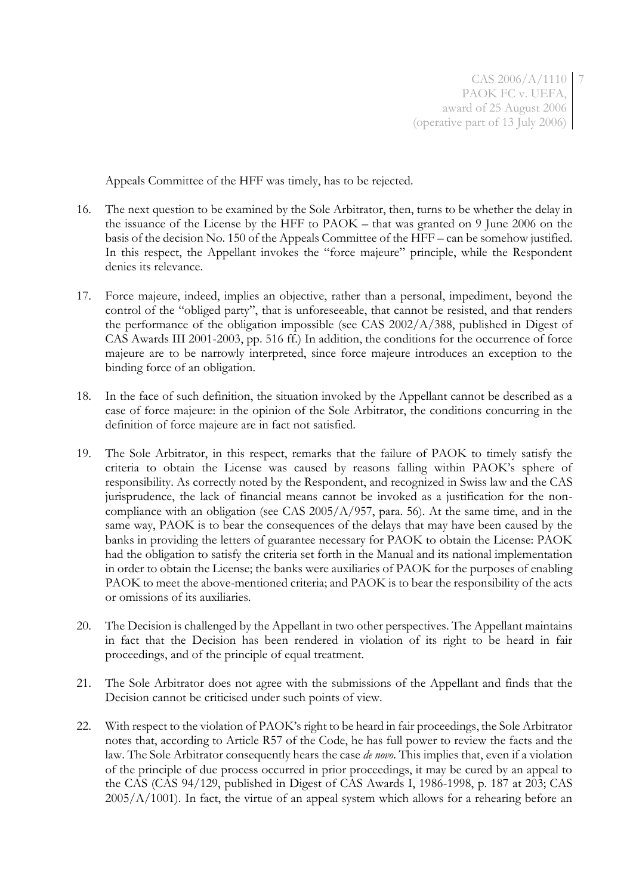Appeals Committee of the HFF was timely, has to be rejected.

16. The next question to be examined by the Sole Arbitrator, then, turns to be whether the delay in the issuance of the License by the HFF to PAOK – that was granted on 9 June 2006 on the basis of the decision No. 150 of the Appeals Committee of the HFF – can be somehow justified. In this respect, the Appellant invokes the "force majeure" principle, while the Respondent denies its relevance.

17. Force majeure, indeed, implies an objective, rather than a personal, impediment, beyond the control of the "obliged party", that is unforeseeable, that cannot be resisted, and that renders the performance of the obligation impossible (see CAS 2002/A/388, published in Digest of CAS Awards III 2001-2003, pp. 516 ff.) In addition, the conditions for the occurrence of force majeure are to be narrowly interpreted, since force majeure introduces an exception to the binding force of an obligation.

18. In the face of such definition, the situation invoked by the Appellant cannot be described as a case of force majeure: in the opinion of the Sole Arbitrator, the conditions concurring in the definition of force majeure are in fact not satisfied.

19. The Sole Arbitrator, in this respect, remarks that the failure of PAOK to timely satisfy the criteria to obtain the License was caused by reasons falling within PAOK's sphere of responsibility. As correctly noted by the Respondent, and recognized in Swiss law and the CAS jurisprudence, the lack of financial means cannot be invoked as a justification for the non-compliance with an obligation (see CAS 2005/A/957, para. 56). At the same time, and in the same way, PAOK is to bear the consequences of the delays that may have been caused by the banks in providing the letters of guarantee necessary for PAOK to obtain the License: PAOK had the obligation to satisfy the criteria set forth in the Manual and its national implementation in order to obtain the License; the banks were auxiliaries of PAOK for the purposes of enabling PAOK to meet the above-mentioned criteria; and PAOK is to bear the responsibility of the acts or omissions of its auxiliaries.

20. The Decision is challenged by the Appellant in two other perspectives. The Appellant maintains in fact that the Decision has been rendered in violation of its right to be heard in fair proceedings, and of the principle of equal treatment.

21. The Sole Arbitrator does not agree with the submissions of the Appellant and finds that the Decision cannot be criticised under such points of view.

22. With respect to the violation of PAOK's right to be heard in fair proceedings, the Sole Arbitrator notes that, according to Article R57 of the Code, he has full power to review the facts and the law. The Sole Arbitrator consequently hears the case *de novo*. This implies that, even if a violation of the principle of due process occurred in prior proceedings, it may be cured by an appeal to the CAS (CAS 94/129, published in Digest of CAS Awards I, 1986-1998, p. 187 at 203; CAS 2005/A/1001). In fact, the virtue of an appeal system which allows for a rehearing before an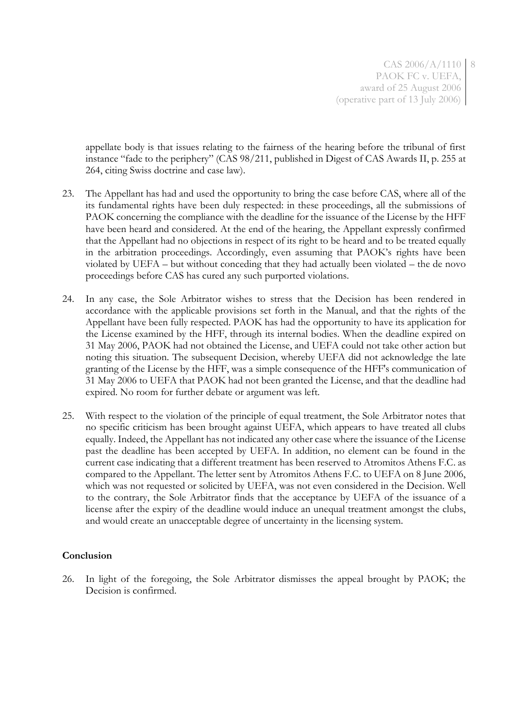appellate body is that issues relating to the fairness of the hearing before the tribunal of first instance "fade to the periphery" (CAS 98/211, published in Digest of CAS Awards II, p. 255 at 264, citing Swiss doctrine and case law).

23. The Appellant has had and used the opportunity to bring the case before CAS, where all of the its fundamental rights have been duly respected: in these proceedings, all the submissions of PAOK concerning the compliance with the deadline for the issuance of the License by the HFF have been heard and considered. At the end of the hearing, the Appellant expressly confirmed that the Appellant had no objections in respect of its right to be heard and to be treated equally in the arbitration proceedings. Accordingly, even assuming that PAOK's rights have been violated by UEFA – but without conceding that they had actually been violated – the de novo proceedings before CAS has cured any such purported violations.

24. In any case, the Sole Arbitrator wishes to stress that the Decision has been rendered in accordance with the applicable provisions set forth in the Manual, and that the rights of the Appellant have been fully respected. PAOK has had the opportunity to have its application for the License examined by the HFF, through its internal bodies. When the deadline expired on 31 May 2006, PAOK had not obtained the License, and UEFA could not take other action but noting this situation. The subsequent Decision, whereby UEFA did not acknowledge the late granting of the License by the HFF, was a simple consequence of the HFF's communication of 31 May 2006 to UEFA that PAOK had not been granted the License, and that the deadline had expired. No room for further debate or argument was left.

25. With respect to the violation of the principle of equal treatment, the Sole Arbitrator notes that no specific criticism has been brought against UEFA, which appears to have treated all clubs equally. Indeed, the Appellant has not indicated any other case where the issuance of the License past the deadline has been accepted by UEFA. In addition, no element can be found in the current case indicating that a different treatment has been reserved to Atromitos Athens F.C. as compared to the Appellant. The letter sent by Atromitos Athens F.C. to UEFA on 8 June 2006, which was not requested or solicited by UEFA, was not even considered in the Decision. Well to the contrary, the Sole Arbitrator finds that the acceptance by UEFA of the issuance of a license after the expiry of the deadline would induce an unequal treatment amongst the clubs, and would create an unacceptable degree of uncertainty in the licensing system.

**Conclusion**

26. In light of the foregoing, the Sole Arbitrator dismisses the appeal brought by PAOK; the Decision is confirmed.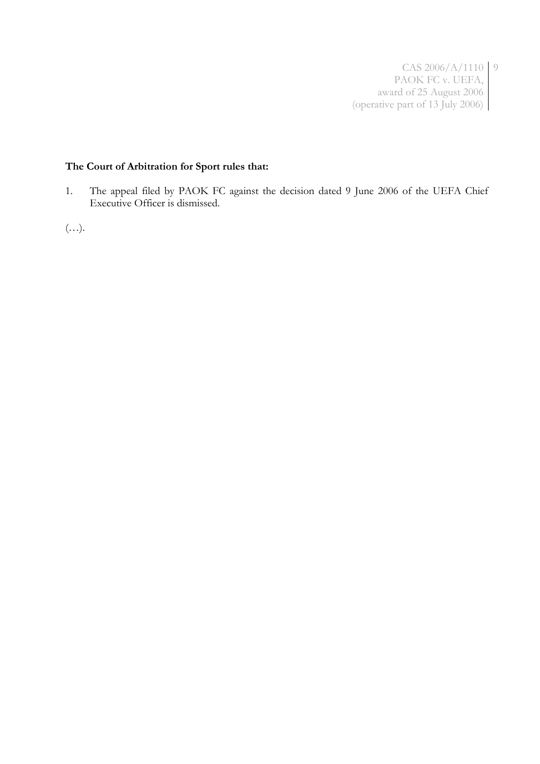**The Court of Arbitration for Sport rules that:**

1. The appeal filed by PAOK FC against the decision dated 9 June 2006 of the UEFA Chief Executive Officer is dismissed.

(…).